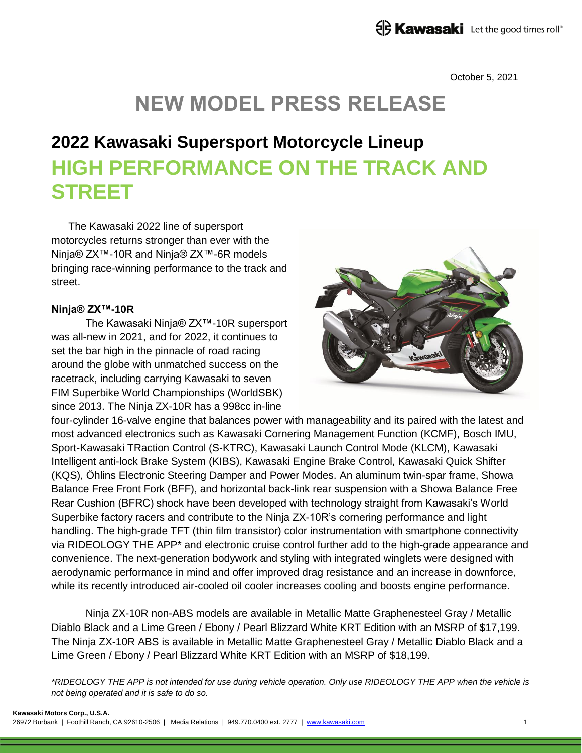October 5, 2021

# NEW MODEL PRESS RELEASE

## 2022 Kawasaki Supersport Motorcycle Lineup

## HIGH PERFORMANCE ON THE TRACK AND STREET

The Kawasaki 2022 line of supersport motorcycles returns stronger than ever with the Ninja® ZX™-10R and Ninja® ZX™-6R models bringing race-winning performance to the track and street.

**Ninja® ZX™-10R**

The Kawasaki Ninja® ZX™-10R supersport was all-new in 2021, and for 2022, it continues to set the bar high in the pinnacle of road racing around the globe with unmatched success on the racetrack, including carrying Kawasaki to seven FIM Superbike World Championships (WorldSBK) since 2013. The Ninja ZX-10R has a 998cc in-line four-cylinder 16-valve engine that balances power with manageability and its paired with the latest and most advanced electronics such as Kawasaki Cornering Management Function (KCMF), Bosch IMU, Sport-Kawasaki TRaction Control (S-KTRC), Kawasaki Launch Control Mode (KLCM), Kawasaki Intelligent anti-lock Brake System (KIBS), Kawasaki Engine Brake Control, Kawasaki Quick Shifter (KQS), Öhlins Electronic Steering Damper and Power Modes. An aluminum twin-spar frame, Showa Balance Free Front Fork (BFF), and horizontal back-link rear suspension with a Showa Balance Free Rear Cushion (BFRC) shock have been developed with technology straight from Kawasaki's World Superbike factory racers and contribute to the Ninja ZX-10R's cornering performance and light handling. The high-grade TFT (thin film transistor) color instrumentation with smartphone connectivity via RIDEOLOGY THE APP* and electronic cruise control further add to the high-grade appearance and convenience. The next-generation bodywork and styling with integrated winglets were designed with aerodynamic performance in mind and offer improved drag resistance and an increase in downforce, while its recently introduced air-cooled oil cooler increases cooling and boosts engine performance.

Ninja ZX-10R non-ABS models are available in Metallic Matte Graphenesteel Gray / Metallic Diablo Black and a Lime Green / Ebony / Pearl Blizzard White KRT Edition with an MSRP of $17,199. The Ninja ZX-10R ABS is available in Metallic Matte Graphenesteel Gray / Metallic Diablo Black and a Lime Green / Ebony / Pearl Blizzard White KRT Edition with an MSRP of $18,199.

*\*RIDEOLOGY THE APP is not intended for use during vehicle operation. Only use RIDEOLOGY THE APP when the vehicle is not being operated and it is safe to do so.*

**Kawasaki Motors Corp., U.S.A.**
26972 Burbank | Foothill Ranch, CA 92610-2506 | Media Relations | 949.770.0400 ext. 2777 | www.kawasaki.com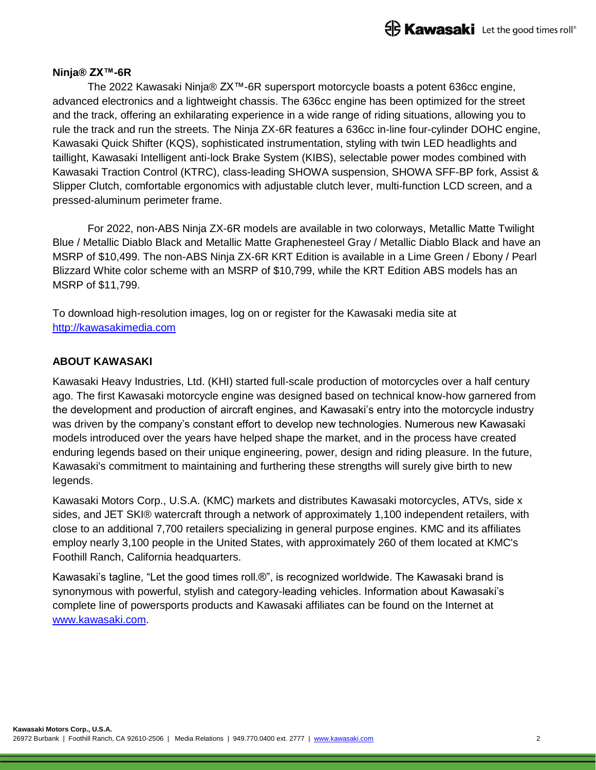**Ninja® ZX™-6R**

The 2022 Kawasaki Ninja® ZX™-6R supersport motorcycle boasts a potent 636cc engine, advanced electronics and a lightweight chassis. The 636cc engine has been optimized for the street and the track, offering an exhilarating experience in a wide range of riding situations, allowing you to rule the track and run the streets. The Ninja ZX-6R features a 636cc in-line four-cylinder DOHC engine, Kawasaki Quick Shifter (KQS), sophisticated instrumentation, styling with twin LED headlights and taillight, Kawasaki Intelligent anti-lock Brake System (KIBS), selectable power modes combined with Kawasaki Traction Control (KTRC), class-leading SHOWA suspension, SHOWA SFF-BP fork, Assist & Slipper Clutch, comfortable ergonomics with adjustable clutch lever, multi-function LCD screen, and a pressed-aluminum perimeter frame.

For 2022, non-ABS Ninja ZX-6R models are available in two colorways, Metallic Matte Twilight Blue / Metallic Diablo Black and Metallic Matte Graphenesteel Gray / Metallic Diablo Black and have an MSRP of $10,499. The non-ABS Ninja ZX-6R KRT Edition is available in a Lime Green / Ebony / Pearl Blizzard White color scheme with an MSRP of $10,799, while the KRT Edition ABS models has an MSRP of $11,799.

To download high-resolution images, log on or register for the Kawasaki media site at http://kawasakimedia.com

**ABOUT KAWASAKI**

Kawasaki Heavy Industries, Ltd. (KHI) started full-scale production of motorcycles over a half century ago. The first Kawasaki motorcycle engine was designed based on technical know-how garnered from the development and production of aircraft engines, and Kawasaki's entry into the motorcycle industry was driven by the company's constant effort to develop new technologies. Numerous new Kawasaki models introduced over the years have helped shape the market, and in the process have created enduring legends based on their unique engineering, power, design and riding pleasure. In the future, Kawasaki's commitment to maintaining and furthering these strengths will surely give birth to new legends.

Kawasaki Motors Corp., U.S.A. (KMC) markets and distributes Kawasaki motorcycles, ATVs, side x sides, and JET SKI® watercraft through a network of approximately 1,100 independent retailers, with close to an additional 7,700 retailers specializing in general purpose engines. KMC and its affiliates employ nearly 3,100 people in the United States, with approximately 260 of them located at KMC's Foothill Ranch, California headquarters.

Kawasaki's tagline, "Let the good times roll.®", is recognized worldwide. The Kawasaki brand is synonymous with powerful, stylish and category-leading vehicles. Information about Kawasaki's complete line of powersports products and Kawasaki affiliates can be found on the Internet at www.kawasaki.com.